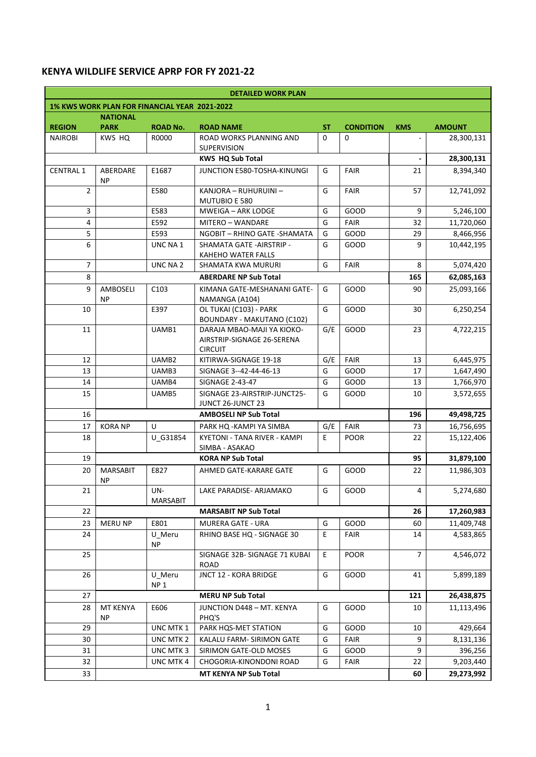## KENYA WILDLIFE SERVICE APRP FOR FY 2021-22

| DETAILED WORK PLAN | | | | | | | |
|---|---|---|---|---|---|---|---|
| 1% KWS WORK PLAN FOR FINANCIAL YEAR 2021-2022 | | | | | | | |
| REGION | NATIONAL PARK | ROAD No. | ROAD NAME | ST | CONDITION | KMS | AMOUNT |
| NAIROBI | KWS HQ | R0000 | ROAD WORKS PLANNING AND SUPERVISION | 0 | 0 | - | 28,300,131 |
| | | | KWS HQ Sub Total | | | - | 28,300,131 |
| CENTRAL 1 | ABERDARE NP | E1687 | JUNCTION E580-TOSHA-KINUNGI | G | FAIR | 21 | 8,394,340 |
| 2 | | E580 | KANJORA – RUHURUINI – MUTUBIO E 580 | G | FAIR | 57 | 12,741,092 |
| 3 | | E583 | MWEIGA – ARK LODGE | G | GOOD | 9 | 5,246,100 |
| 4 | | E592 | MITERO – WANDARE | G | FAIR | 32 | 11,720,060 |
| 5 | | E593 | NGOBIT – RHINO GATE -SHAMATA | G | GOOD | 29 | 8,466,956 |
| 6 | | UNC NA 1 | SHAMATA GATE -AIRSTRIP - KAHEHO WATER FALLS | G | GOOD | 9 | 10,442,195 |
| 7 | | UNC NA 2 | SHAMATA KWA MURURI | G | FAIR | 8 | 5,074,420 |
| 8 | | | ABERDARE NP Sub Total | | | 165 | 62,085,163 |
| 9 | AMBOSELI NP | C103 | KIMANA GATE-MESHANANI GATE-NAMANGA (A104) | G | GOOD | 90 | 25,093,166 |
| 10 | | E397 | OL TUKAI (C103) - PARK BOUNDARY - MAKUTANO (C102) | G | GOOD | 30 | 6,250,254 |
| 11 | | UAMB1 | DARAJA MBAO-MAJI YA KIOKO-AIRSTRIP-SIGNAGE 26-SERENA CIRCUIT | G/E | GOOD | 23 | 4,722,215 |
| 12 | | UAMB2 | KITIRWA-SIGNAGE 19-18 | G/E | FAIR | 13 | 6,445,975 |
| 13 | | UAMB3 | SIGNAGE 3--42-44-46-13 | G | GOOD | 17 | 1,647,490 |
| 14 | | UAMB4 | SIGNAGE 2-43-47 | G | GOOD | 13 | 1,766,970 |
| 15 | | UAMB5 | SIGNAGE 23-AIRSTRIP-JUNCT25-JUNCT 26-JUNCT 23 | G | GOOD | 10 | 3,572,655 |
| 16 | | | AMBOSELI NP Sub Total | | | 196 | 49,498,725 |
| 17 | KORA NP | U | PARK HQ -KAMPI YA SIMBA | G/E | FAIR | 73 | 16,756,695 |
| 18 | | U_G31854 | KYETONI - TANA RIVER - KAMPI SIMBA - ASAKAO | E | POOR | 22 | 15,122,406 |
| 19 | | | KORA NP Sub Total | | | 95 | 31,879,100 |
| 20 | MARSABIT NP | E827 | AHMED GATE-KARARE GATE | G | GOOD | 22 | 11,986,303 |
| 21 | | UN-MARSABIT | LAKE PARADISE- ARJAMAKO | G | GOOD | 4 | 5,274,680 |
| 22 | | | MARSABIT NP Sub Total | | | 26 | 17,260,983 |
| 23 | MERU NP | E801 | MURERA GATE - URA | G | GOOD | 60 | 11,409,748 |
| 24 | | U_Meru NP | RHINO BASE HQ - SIGNAGE 30 | E | FAIR | 14 | 4,583,865 |
| 25 | | | SIGNAGE 32B- SIGNAGE 71 KUBAI ROAD | E | POOR | 7 | 4,546,072 |
| 26 | | U_Meru NP 1 | JNCT 12 - KORA BRIDGE | G | GOOD | 41 | 5,899,189 |
| 27 | | | MERU NP Sub Total | | | 121 | 26,438,875 |
| 28 | MT KENYA NP | E606 | JUNCTION D448 – MT. KENYA PHQ'S | G | GOOD | 10 | 11,113,496 |
| 29 | | UNC MTK 1 | PARK HQS-MET STATION | G | GOOD | 10 | 429,664 |
| 30 | | UNC MTK 2 | KALALU FARM- SIRIMON GATE | G | FAIR | 9 | 8,131,136 |
| 31 | | UNC MTK 3 | SIRIMON GATE-OLD MOSES | G | GOOD | 9 | 396,256 |
| 32 | | UNC MTK 4 | CHOGORIA-KINONDONI ROAD | G | FAIR | 22 | 9,203,440 |
| 33 | | | MT KENYA NP Sub Total | | | 60 | 29,273,992 |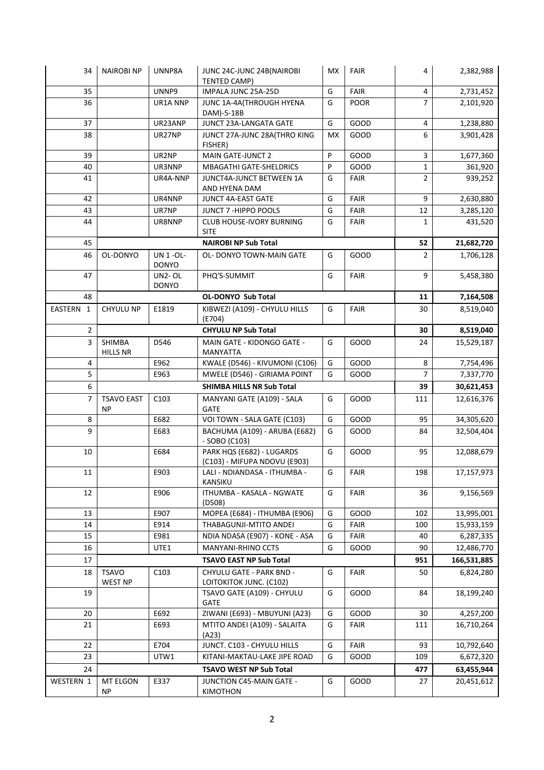| 34 | NAIROBI NP | UNNP8A | JUNC 24C-JUNC 24B(NAIROBI TENTED CAMP) | MX | FAIR | 4 | 2,382,988 |
|---|---|---|---|---|---|---|---|
| 35 | | UNNP9 | IMPALA JUNC 25A-25D | G | FAIR | 4 | 2,731,452 |
| 36 | | UR1A NNP | JUNC 1A-4A(THROUGH HYENA DAM)-5-18B | G | POOR | 7 | 2,101,920 |
| 37 | | UR23ANP | JUNCT 23A-LANGATA GATE | G | GOOD | 4 | 1,238,880 |
| 38 | | UR27NP | JUNCT 27A-JUNC 28A(THRO KING FISHER) | MX | GOOD | 6 | 3,901,428 |
| 39 | | UR2NP | MAIN GATE-JUNCT 2 | P | GOOD | 3 | 1,677,360 |
| 40 | | UR3NNP | MBAGATHI GATE-SHELDRICS | P | GOOD | 1 | 361,920 |
| 41 | | UR4A-NNP | JUNCT4A-JUNCT BETWEEN 1A AND HYENA DAM | G | FAIR | 2 | 939,252 |
| 42 | | UR4NNP | JUNCT 4A-EAST GATE | G | FAIR | 9 | 2,630,880 |
| 43 | | UR7NP | JUNCT 7 -HIPPO POOLS | G | FAIR | 12 | 3,285,120 |
| 44 | | UR8NNP | CLUB HOUSE-IVORY BURNING SITE | G | FAIR | 1 | 431,520 |
| 45 | | | **NAIROBI NP Sub Total** | | | **52** | **21,682,720** |
| 46 | OL-DONYO | UN 1 -OL-DONYO | OL- DONYO TOWN-MAIN GATE | G | GOOD | 2 | 1,706,128 |
| 47 | | UN2- OL DONYO | PHQ'S-SUMMIT | G | FAIR | 9 | 5,458,380 |
| 48 | | | **OL-DONYO Sub Total** | | | **11** | **7,164,508** |
| EASTERN 1 | CHYULU NP | E1819 | KIBWEZI (A109) - CHYULU HILLS (E704) | G | FAIR | 30 | 8,519,040 |
| 2 | | | **CHYULU NP Sub Total** | | | **30** | **8,519,040** |
| 3 | SHIMBA HILLS NR | D546 | MAIN GATE - KIDONGO GATE - MANYATTA | G | GOOD | 24 | 15,529,187 |
| 4 | | E962 | KWALE (D546) - KIVUMONI (C106) | G | GOOD | 8 | 7,754,496 |
| 5 | | E963 | MWELE (D546) - GIRIAMA POINT | G | GOOD | 7 | 7,337,770 |
| 6 | | | **SHIMBA HILLS NR Sub Total** | | | **39** | **30,621,453** |
| 7 | TSAVO EAST NP | C103 | MANYANI GATE (A109) - SALA GATE | G | GOOD | 111 | 12,616,376 |
| 8 | | E682 | VOI TOWN - SALA GATE (C103) | G | GOOD | 95 | 34,305,620 |
| 9 | | E683 | BACHUMA (A109) - ARUBA (E682) - SOBO (C103) | G | GOOD | 84 | 32,504,404 |
| 10 | | E684 | PARK HQS (E682) - LUGARDS (C103) - MIFUPA NDOVU (E903) | G | GOOD | 95 | 12,088,679 |
| 11 | | E903 | LALI - NDIANDASA - ITHUMBA - KANSIKU | G | FAIR | 198 | 17,157,973 |
| 12 | | E906 | ITHUMBA - KASALA - NGWATE (D508) | G | FAIR | 36 | 9,156,569 |
| 13 | | E907 | MOPEA (E684) - ITHUMBA (E906) | G | GOOD | 102 | 13,995,001 |
| 14 | | E914 | THABAGUNJI-MTITO ANDEI | G | FAIR | 100 | 15,933,159 |
| 15 | | E981 | NDIA NDASA (E907) - KONE - ASA | G | FAIR | 40 | 6,287,335 |
| 16 | | UTE1 | MANYANI-RHINO CCTS | G | GOOD | 90 | 12,486,770 |
| 17 | | | **TSAVO EAST NP Sub Total** | | | **951** | **166,531,885** |
| 18 | TSAVO WEST NP | C103 | CHYULU GATE - PARK BND - LOITOKITOK JUNC. (C102) | G | FAIR | 50 | 6,824,280 |
| 19 | | | TSAVO GATE (A109) - CHYULU GATE | G | GOOD | 84 | 18,199,240 |
| 20 | | E692 | ZIWANI (E693) - MBUYUNI (A23) | G | GOOD | 30 | 4,257,200 |
| 21 | | E693 | MTITO ANDEI (A109) - SALAITA (A23) | G | FAIR | 111 | 16,710,264 |
| 22 | | E704 | JUNCT. C103 - CHYULU HILLS | G | FAIR | 93 | 10,792,640 |
| 23 | | UTW1 | KITANI-MAKTAU-LAKE JIPE ROAD | G | GOOD | 109 | 6,672,320 |
| 24 | | | **TSAVO WEST NP Sub Total** | | | **477** | **63,455,944** |
| WESTERN 1 | MT ELGON NP | E337 | JUNCTION C45-MAIN GATE - KIMOTHON | G | GOOD | 27 | 20,451,612 |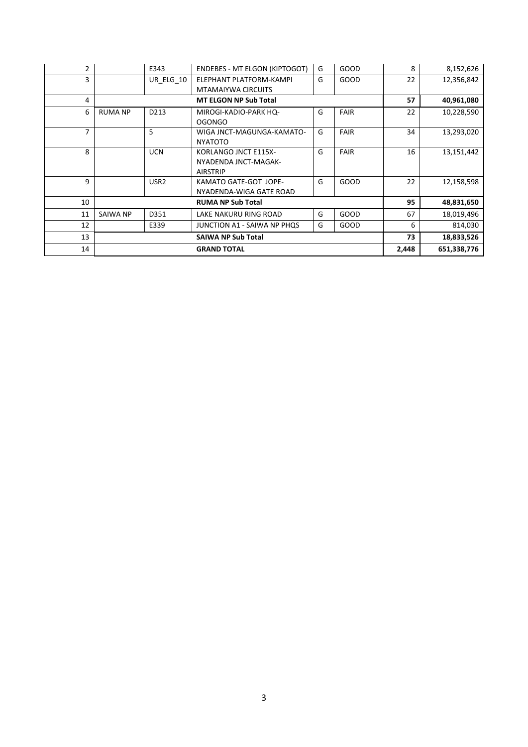| | | | | | | | |
|---|---|---|---|---|---|---|---|
| 2 | | E343 | ENDEBES - MT ELGON (KIPTOGOT) | G | GOOD | 8 | 8,152,626 |
| 3 | | UR_ELG_10 | ELEPHANT PLATFORM-KAMPI MTAMAIYWA CIRCUITS | G | GOOD | 22 | 12,356,842 |
| 4 | **MT ELGON NP Sub Total** | | | | | **57** | **40,961,080** |
| 6 | RUMA NP | D213 | MIROGI-KADIO-PARK HQ-OGONGO | G | FAIR | 22 | 10,228,590 |
| 7 | | 5 | WIGA JNCT-MAGUNGA-KAMATO-NYATOTO | G | FAIR | 34 | 13,293,020 |
| 8 | | UCN | KORLANGO JNCT E115X-NYADENDA JNCT-MAGAK-AIRSTRIP | G | FAIR | 16 | 13,151,442 |
| 9 | | USR2 | KAMATO GATE-GOT JOPE-NYADENDA-WIGA GATE ROAD | G | GOOD | 22 | 12,158,598 |
| 10 | **RUMA NP Sub Total** | | | | | **95** | **48,831,650** |
| 11 | SAIWA NP | D351 | LAKE NAKURU RING ROAD | G | GOOD | 67 | 18,019,496 |
| 12 | | E339 | JUNCTION A1 - SAIWA NP PHQS | G | GOOD | 6 | 814,030 |
| 13 | **SAIWA NP Sub Total** | | | | | **73** | **18,833,526** |
| 14 | **GRAND TOTAL** | | | | | **2,448** | **651,338,776** |